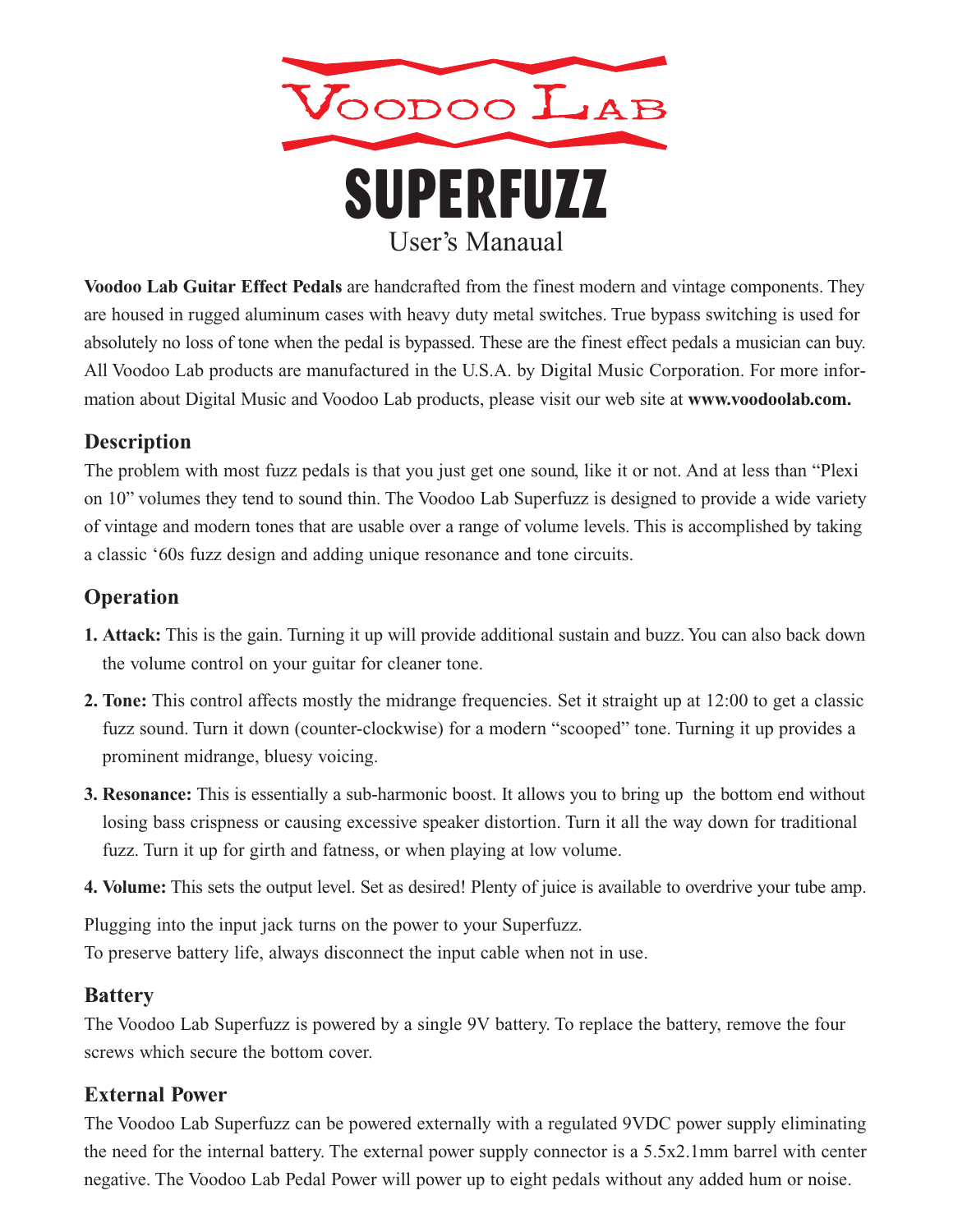# VOODOO LAB

# SUPERFUZZ

User's Manaual

**Voodoo Lab Guitar Effect Pedals** are handcrafted from the finest modern and vintage components. They are housed in rugged aluminum cases with heavy duty metal switches. True bypass switching is used for absolutely no loss of tone when the pedal is bypassed. These are the finest effect pedals a musician can buy. All Voodoo Lab products are manufactured in the U.S.A. by Digital Music Corporation. For more information about Digital Music and Voodoo Lab products, please visit our web site at **www.voodoolab.com.**

## Description

The problem with most fuzz pedals is that you just get one sound, like it or not. And at less than "Plexi on 10" volumes they tend to sound thin. The Voodoo Lab Superfuzz is designed to provide a wide variety of vintage and modern tones that are usable over a range of volume levels. This is accomplished by taking a classic '60s fuzz design and adding unique resonance and tone circuits.

## Operation

1. **Attack:** This is the gain. Turning it up will provide additional sustain and buzz. You can also back down the volume control on your guitar for cleaner tone.
2. **Tone:** This control affects mostly the midrange frequencies. Set it straight up at 12:00 to get a classic fuzz sound. Turn it down (counter-clockwise) for a modern "scooped" tone. Turning it up provides a prominent midrange, bluesy voicing.
3. **Resonance:** This is essentially a sub-harmonic boost. It allows you to bring up the bottom end without losing bass crispness or causing excessive speaker distortion. Turn it all the way down for traditional fuzz. Turn it up for girth and fatness, or when playing at low volume.
4. **Volume:** This sets the output level. Set as desired! Plenty of juice is available to overdrive your tube amp.

Plugging into the input jack turns on the power to your Superfuzz.
To preserve battery life, always disconnect the input cable when not in use.

## Battery

The Voodoo Lab Superfuzz is powered by a single 9V battery. To replace the battery, remove the four screws which secure the bottom cover.

## External Power

The Voodoo Lab Superfuzz can be powered externally with a regulated 9VDC power supply eliminating the need for the internal battery. The external power supply connector is a 5.5x2.1mm barrel with center negative. The Voodoo Lab Pedal Power will power up to eight pedals without any added hum or noise.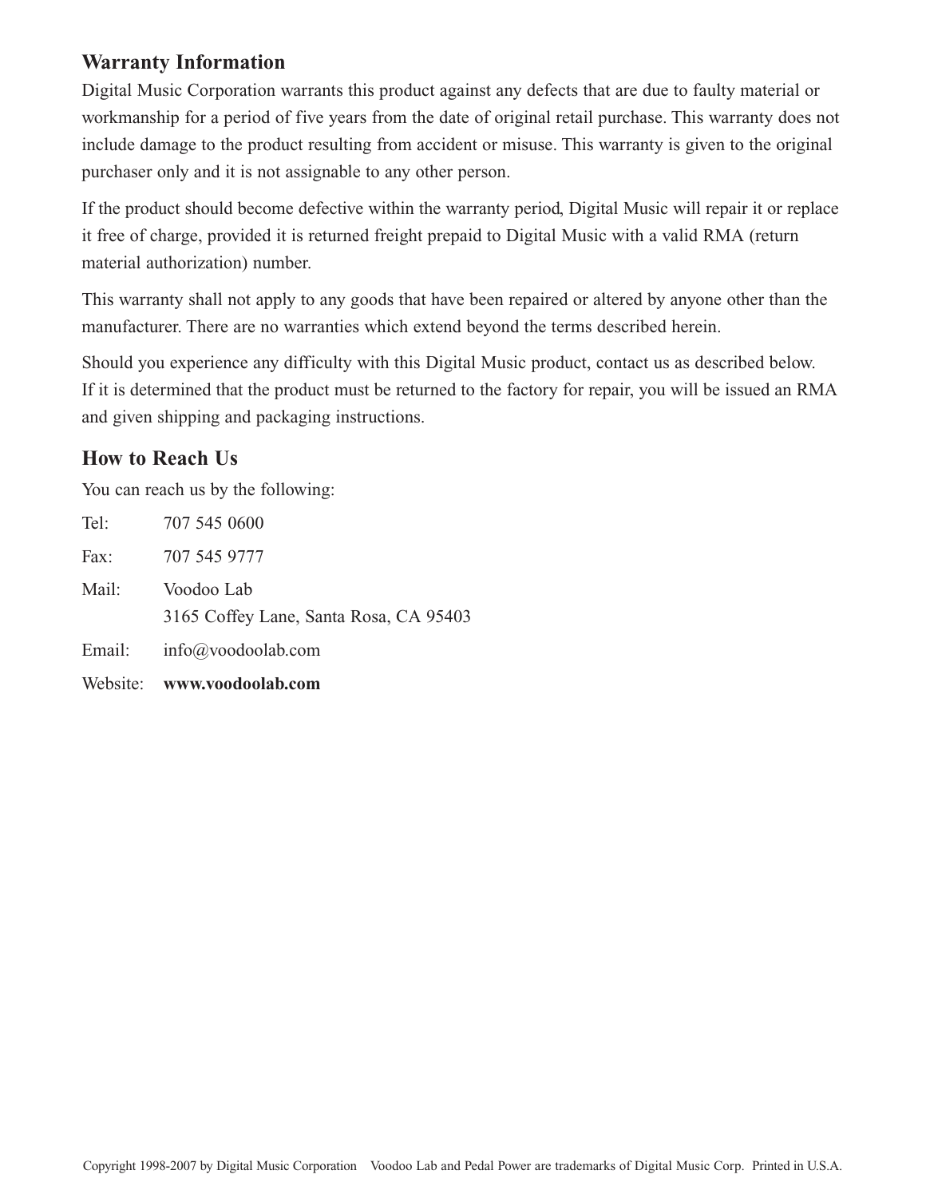## Warranty Information

Digital Music Corporation warrants this product against any defects that are due to faulty material or workmanship for a period of five years from the date of original retail purchase. This warranty does not include damage to the product resulting from accident or misuse. This warranty is given to the original purchaser only and it is not assignable to any other person.

If the product should become defective within the warranty period, Digital Music will repair it or replace it free of charge, provided it is returned freight prepaid to Digital Music with a valid RMA (return material authorization) number.

This warranty shall not apply to any goods that have been repaired or altered by anyone other than the manufacturer. There are no warranties which extend beyond the terms described herein.

Should you experience any difficulty with this Digital Music product, contact us as described below. If it is determined that the product must be returned to the factory for repair, you will be issued an RMA and given shipping and packaging instructions.

## How to Reach Us

You can reach us by the following:

| | |
|---|---|
| Tel: | 707 545 0600 |
| Fax: | 707 545 9777 |
| Mail: | Voodoo Lab<br>3165 Coffey Lane, Santa Rosa, CA 95403 |
| Email: | info@voodoolab.com |
| Website: | **www.voodoolab.com** |

Copyright 1998-2007 by Digital Music Corporation  Voodoo Lab and Pedal Power are trademarks of Digital Music Corp. Printed in U.S.A.